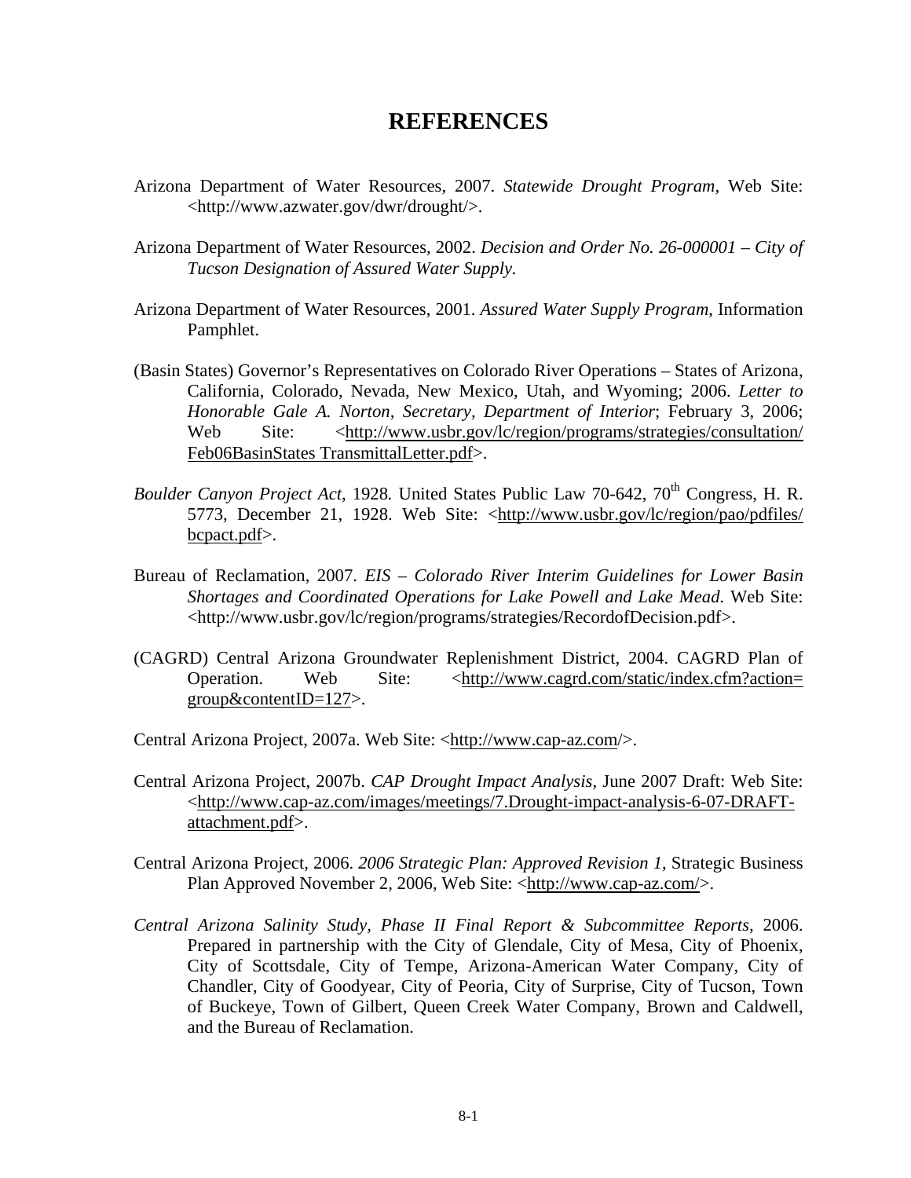# REFERENCES

Arizona Department of Water Resources, 2007. *Statewide Drought Program*, Web Site: <http://www.azwater.gov/dwr/drought/>.

Arizona Department of Water Resources, 2002. *Decision and Order No. 26-000001 – City of Tucson Designation of Assured Water Supply.*

Arizona Department of Water Resources, 2001. *Assured Water Supply Program*, Information Pamphlet.

(Basin States) Governor's Representatives on Colorado River Operations – States of Arizona, California, Colorado, Nevada, New Mexico, Utah, and Wyoming; 2006. *Letter to Honorable Gale A. Norton, Secretary, Department of Interior*; February 3, 2006; Web Site: <http://www.usbr.gov/lc/region/programs/strategies/consultation/Feb06BasinStates TransmittalLetter.pdf>.

*Boulder Canyon Project Act*, 1928*.* United States Public Law 70-642, 70th Congress, H. R. 5773, December 21, 1928. Web Site: <http://www.usbr.gov/lc/region/pao/pdfiles/bcpact.pdf>.

Bureau of Reclamation, 2007. *EIS – Colorado River Interim Guidelines for Lower Basin Shortages and Coordinated Operations for Lake Powell and Lake Mead*. Web Site: <http://www.usbr.gov/lc/region/programs/strategies/RecordofDecision.pdf>.

(CAGRD) Central Arizona Groundwater Replenishment District, 2004. CAGRD Plan of Operation. Web Site: <http://www.cagrd.com/static/index.cfm?action=group&contentID=127>.

Central Arizona Project, 2007a. Web Site: <http://www.cap-az.com/>.

Central Arizona Project, 2007b. *CAP Drought Impact Analysis*, June 2007 Draft: Web Site: <http://www.cap-az.com/images/meetings/7.Drought-impact-analysis-6-07-DRAFT-attachment.pdf>.

Central Arizona Project, 2006. *2006 Strategic Plan: Approved Revision 1*, Strategic Business Plan Approved November 2, 2006, Web Site: <http://www.cap-az.com/>.

*Central Arizona Salinity Study, Phase II Final Report & Subcommittee Reports*, 2006. Prepared in partnership with the City of Glendale, City of Mesa, City of Phoenix, City of Scottsdale, City of Tempe, Arizona-American Water Company, City of Chandler, City of Goodyear, City of Peoria, City of Surprise, City of Tucson, Town of Buckeye, Town of Gilbert, Queen Creek Water Company, Brown and Caldwell, and the Bureau of Reclamation.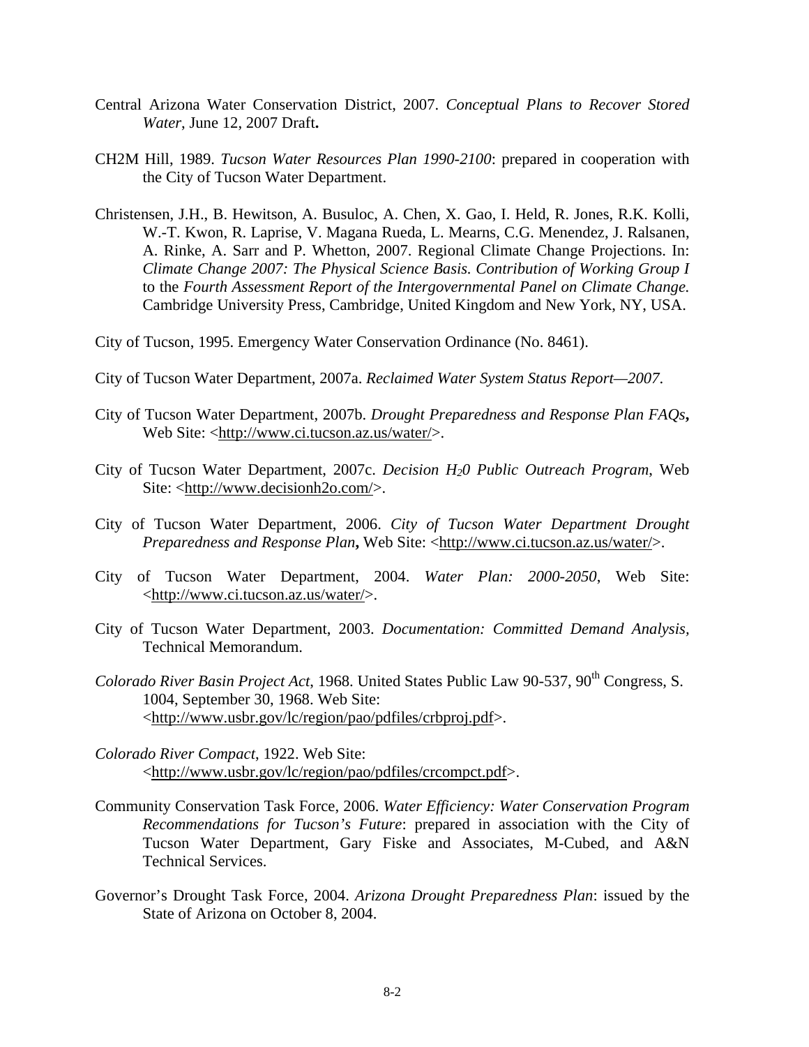Central Arizona Water Conservation District, 2007. *Conceptual Plans to Recover Stored Water*, June 12, 2007 Draft**.**

CH2M Hill, 1989. *Tucson Water Resources Plan 1990-2100*: prepared in cooperation with the City of Tucson Water Department.

Christensen, J.H., B. Hewitson, A. Busuloc, A. Chen, X. Gao, I. Held, R. Jones, R.K. Kolli, W.-T. Kwon, R. Laprise, V. Magana Rueda, L. Mearns, C.G. Menendez, J. Ralsanen, A. Rinke, A. Sarr and P. Whetton, 2007. Regional Climate Change Projections. In: *Climate Change 2007: The Physical Science Basis. Contribution of Working Group I* to the *Fourth Assessment Report of the Intergovernmental Panel on Climate Change.* Cambridge University Press, Cambridge, United Kingdom and New York, NY, USA.

City of Tucson, 1995. Emergency Water Conservation Ordinance (No. 8461).

City of Tucson Water Department, 2007a. *Reclaimed Water System Status Report—2007*.

City of Tucson Water Department, 2007b. *Drought Preparedness and Response Plan FAQs***,** Web Site: <http://www.ci.tucson.az.us/water/>.

City of Tucson Water Department, 2007c. *Decision $H_20$ Public Outreach Program*, Web Site: <http://www.decisionh2o.com/>.

City of Tucson Water Department, 2006. *City of Tucson Water Department Drought Preparedness and Response Plan***,** Web Site: <http://www.ci.tucson.az.us/water/>.

City of Tucson Water Department, 2004. *Water Plan: 2000-2050*, Web Site: <http://www.ci.tucson.az.us/water/>.

City of Tucson Water Department, 2003. *Documentation: Committed Demand Analysis*, Technical Memorandum.

*Colorado River Basin Project Act*, 1968. United States Public Law 90-537, 90$^{th}$ Congress, S. 1004, September 30, 1968. Web Site: <http://www.usbr.gov/lc/region/pao/pdfiles/crbproj.pdf>.

*Colorado River Compact*, 1922. Web Site: <http://www.usbr.gov/lc/region/pao/pdfiles/crcompct.pdf>.

Community Conservation Task Force, 2006. *Water Efficiency: Water Conservation Program Recommendations for Tucson's Future*: prepared in association with the City of Tucson Water Department, Gary Fiske and Associates, M-Cubed, and A&N Technical Services.

Governor's Drought Task Force, 2004. *Arizona Drought Preparedness Plan*: issued by the State of Arizona on October 8, 2004.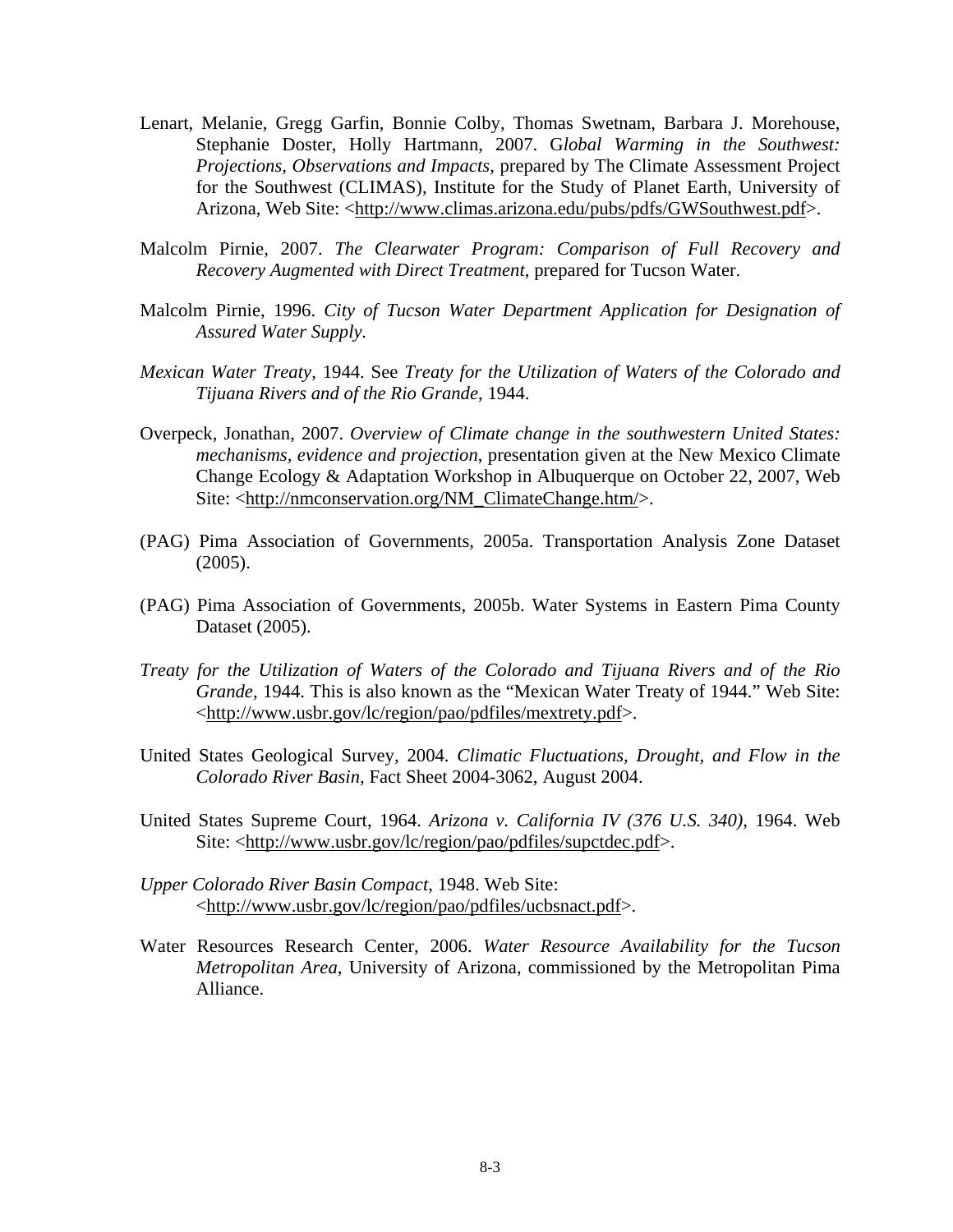Lenart, Melanie, Gregg Garfin, Bonnie Colby, Thomas Swetnam, Barbara J. Morehouse, Stephanie Doster, Holly Hartmann, 2007. G*lobal Warming in the Southwest: Projections, Observations and Impacts*, prepared by The Climate Assessment Project for the Southwest (CLIMAS), Institute for the Study of Planet Earth, University of Arizona, Web Site: <http://www.climas.arizona.edu/pubs/pdfs/GWSouthwest.pdf>.

Malcolm Pirnie, 2007. *The Clearwater Program: Comparison of Full Recovery and Recovery Augmented with Direct Treatment*, prepared for Tucson Water.

Malcolm Pirnie, 1996. *City of Tucson Water Department Application for Designation of Assured Water Supply*.

*Mexican Water Treaty*, 1944. See *Treaty for the Utilization of Waters of the Colorado and Tijuana Rivers and of the Rio Grande*, 1944.

Overpeck, Jonathan, 2007. *Overview of Climate change in the southwestern United States: mechanisms, evidence and projection*, presentation given at the New Mexico Climate Change Ecology & Adaptation Workshop in Albuquerque on October 22, 2007, Web Site: <http://nmconservation.org/NM_ClimateChange.htm/>.

(PAG) Pima Association of Governments, 2005a. Transportation Analysis Zone Dataset (2005).

(PAG) Pima Association of Governments, 2005b. Water Systems in Eastern Pima County Dataset (2005).

*Treaty for the Utilization of Waters of the Colorado and Tijuana Rivers and of the Rio Grande,* 1944. This is also known as the "Mexican Water Treaty of 1944." Web Site: <http://www.usbr.gov/lc/region/pao/pdfiles/mextrety.pdf>.

United States Geological Survey, 2004. *Climatic Fluctuations, Drought, and Flow in the Colorado River Basin,* Fact Sheet 2004-3062, August 2004.

United States Supreme Court, 1964. *Arizona v. California IV (376 U.S. 340)*, 1964. Web Site: <http://www.usbr.gov/lc/region/pao/pdfiles/supctdec.pdf>.

*Upper Colorado River Basin Compact*, 1948. Web Site: <http://www.usbr.gov/lc/region/pao/pdfiles/ucbsnact.pdf>.

Water Resources Research Center, 2006. *Water Resource Availability for the Tucson Metropolitan Area*, University of Arizona, commissioned by the Metropolitan Pima Alliance.